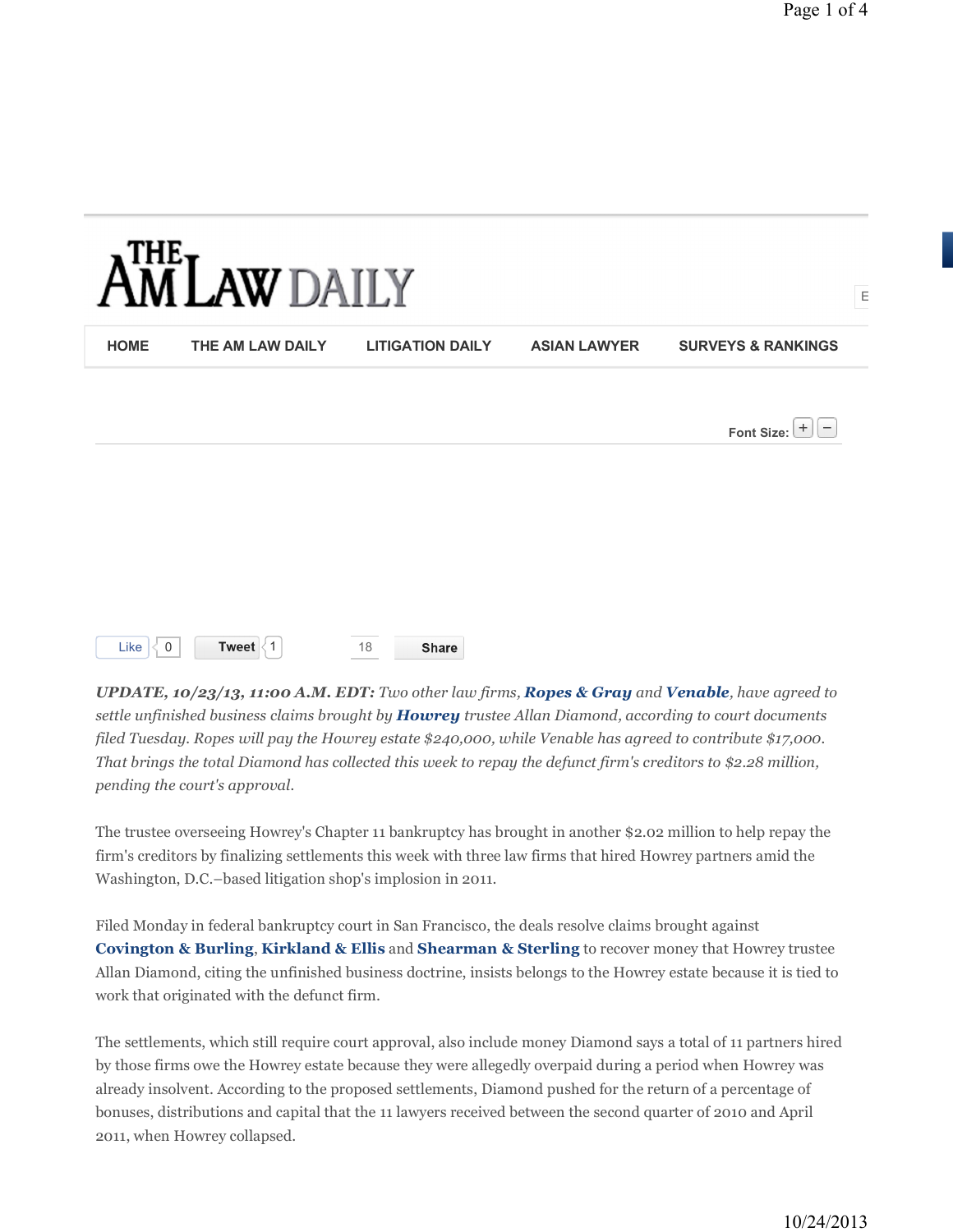# THE AM LAW DAILY

HOME | THE AM LAW DAILY | LITIGATION DAILY | ASIAN LAWYER | SURVEYS & RANKINGS

*UPDATE, 10/23/13, 11:00 A.M. EDT: Two other law firms, **Ropes & Gray** and **Venable**, have agreed to settle unfinished business claims brought by **Howrey** trustee Allan Diamond, according to court documents filed Tuesday. Ropes will pay the Howrey estate $240,000, while Venable has agreed to contribute $17,000. That brings the total Diamond has collected this week to repay the defunct firm's creditors to $2.28 million, pending the court's approval.*

The trustee overseeing Howrey's Chapter 11 bankruptcy has brought in another $2.02 million to help repay the firm's creditors by finalizing settlements this week with three law firms that hired Howrey partners amid the Washington, D.C.–based litigation shop's implosion in 2011.

Filed Monday in federal bankruptcy court in San Francisco, the deals resolve claims brought against **Covington & Burling**, **Kirkland & Ellis** and **Shearman & Sterling** to recover money that Howrey trustee Allan Diamond, citing the unfinished business doctrine, insists belongs to the Howrey estate because it is tied to work that originated with the defunct firm.

The settlements, which still require court approval, also include money Diamond says a total of 11 partners hired by those firms owe the Howrey estate because they were allegedly overpaid during a period when Howrey was already insolvent. According to the proposed settlements, Diamond pushed for the return of a percentage of bonuses, distributions and capital that the 11 lawyers received between the second quarter of 2010 and April 2011, when Howrey collapsed.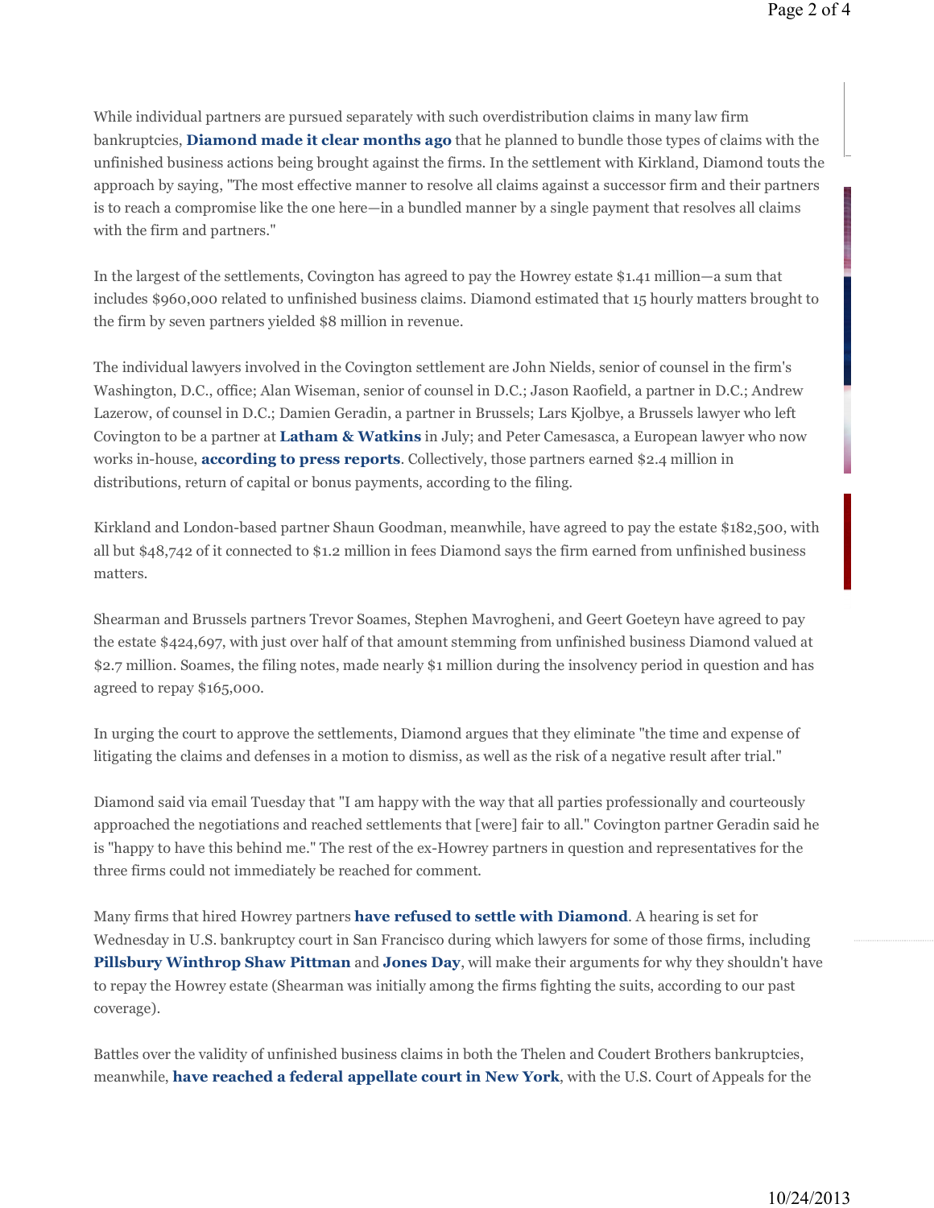While individual partners are pursued separately with such overdistribution claims in many law firm bankruptcies, **Diamond made it clear months ago** that he planned to bundle those types of claims with the unfinished business actions being brought against the firms. In the settlement with Kirkland, Diamond touts the approach by saying, "The most effective manner to resolve all claims against a successor firm and their partners is to reach a compromise like the one here—in a bundled manner by a single payment that resolves all claims with the firm and partners."

In the largest of the settlements, Covington has agreed to pay the Howrey estate $1.41 million—a sum that includes $960,000 related to unfinished business claims. Diamond estimated that 15 hourly matters brought to the firm by seven partners yielded $8 million in revenue.

The individual lawyers involved in the Covington settlement are John Nields, senior of counsel in the firm's Washington, D.C., office; Alan Wiseman, senior of counsel in D.C.; Jason Raofield, a partner in D.C.; Andrew Lazerow, of counsel in D.C.; Damien Geradin, a partner in Brussels; Lars Kjolbye, a Brussels lawyer who left Covington to be a partner at **Latham & Watkins** in July; and Peter Camesasca, a European lawyer who now works in-house, **according to press reports**. Collectively, those partners earned $2.4 million in distributions, return of capital or bonus payments, according to the filing.

Kirkland and London-based partner Shaun Goodman, meanwhile, have agreed to pay the estate $182,500, with all but $48,742 of it connected to $1.2 million in fees Diamond says the firm earned from unfinished business matters.

Shearman and Brussels partners Trevor Soames, Stephen Mavrogheni, and Geert Goeteyn have agreed to pay the estate $424,697, with just over half of that amount stemming from unfinished business Diamond valued at $2.7 million. Soames, the filing notes, made nearly $1 million during the insolvency period in question and has agreed to repay $165,000.

In urging the court to approve the settlements, Diamond argues that they eliminate "the time and expense of litigating the claims and defenses in a motion to dismiss, as well as the risk of a negative result after trial."

Diamond said via email Tuesday that "I am happy with the way that all parties professionally and courteously approached the negotiations and reached settlements that [were] fair to all." Covington partner Geradin said he is "happy to have this behind me." The rest of the ex-Howrey partners in question and representatives for the three firms could not immediately be reached for comment.

Many firms that hired Howrey partners **have refused to settle with Diamond**. A hearing is set for Wednesday in U.S. bankruptcy court in San Francisco during which lawyers for some of those firms, including **Pillsbury Winthrop Shaw Pittman** and **Jones Day**, will make their arguments for why they shouldn't have to repay the Howrey estate (Shearman was initially among the firms fighting the suits, according to our past coverage).

Battles over the validity of unfinished business claims in both the Thelen and Coudert Brothers bankruptcies, meanwhile, **have reached a federal appellate court in New York**, with the U.S. Court of Appeals for the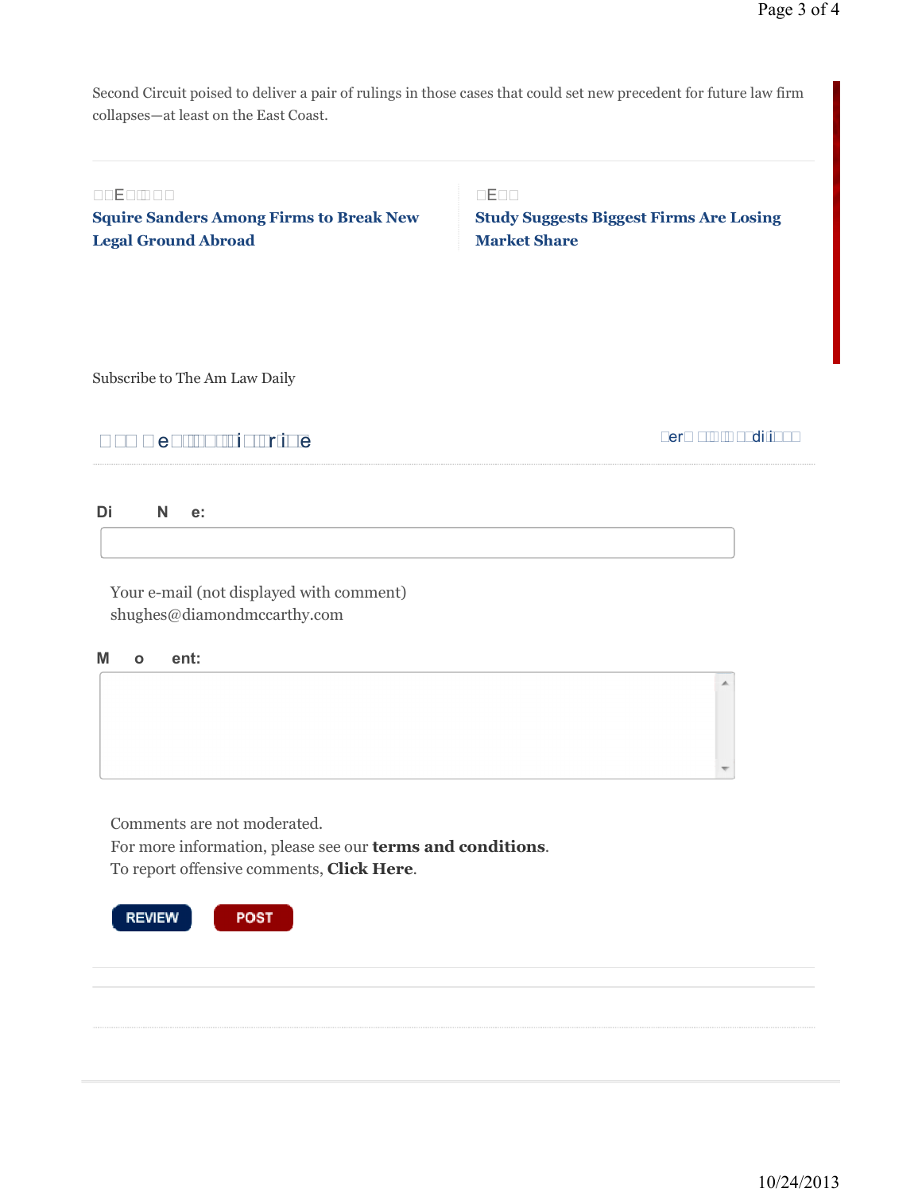Second Circuit poised to deliver a pair of rulings in those cases that could set new precedent for future law firm collapses—at least on the East Coast.

**Squire Sanders Among Firms to Break New Legal Ground Abroad**

**Study Suggests Biggest Firms Are Losing Market Share**

Subscribe to The Am Law Daily

**Di N e:**

Your e-mail (not displayed with comment)
shughes@diamondmccarthy.com

**M o ent:**

Comments are not moderated.
For more information, please see our **terms and conditions**.
To report offensive comments, **Click Here**.

REVIEW POST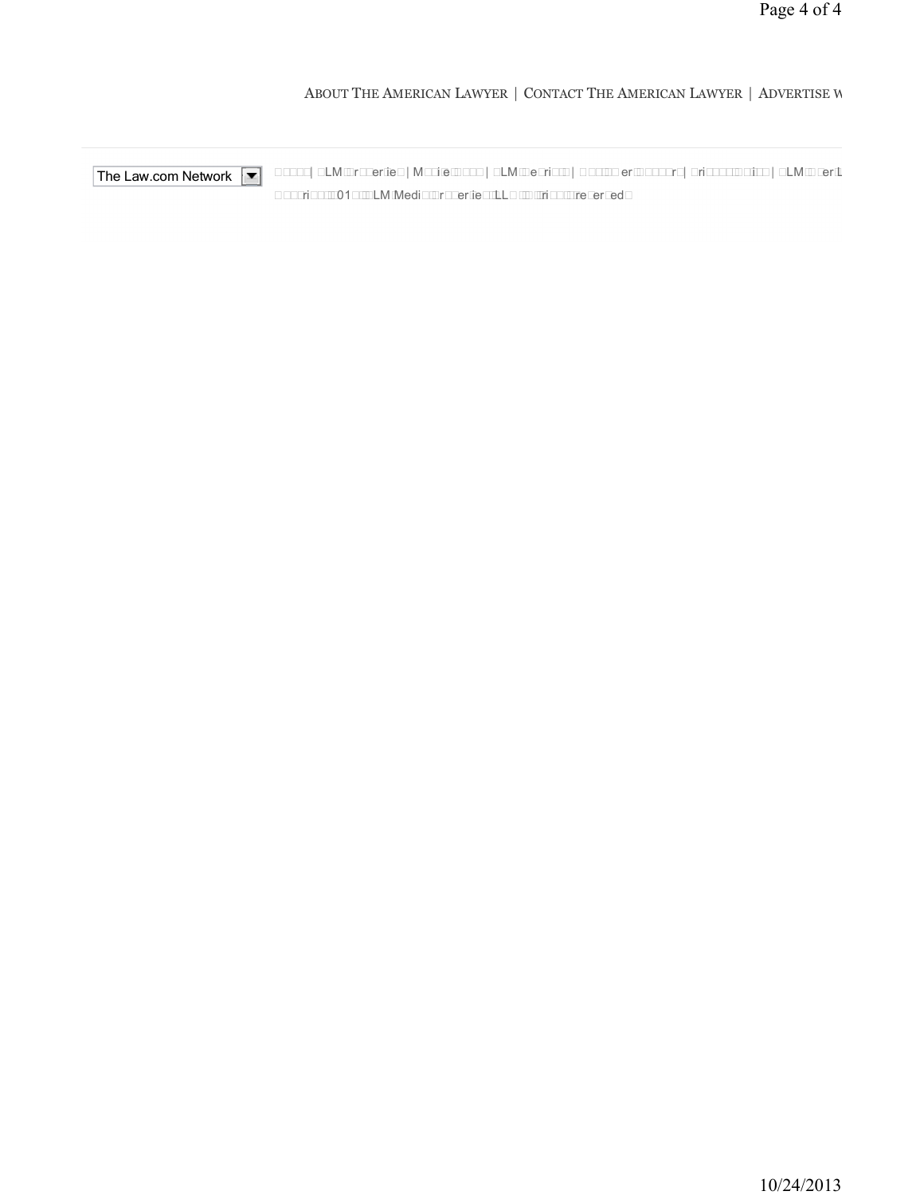ABOUT THE AMERICAN LAWYER | CONTACT THE AMERICAN LAWYER | ADVERTISE W

The Law.com Network

□□□□□| □LM□□r□□er□ie□| M□□i□e□□□□| □LM□□e□ri□□□| □□□□□□er□□□□□□r□| □ri□□□□□□i□□| □LM□□□er□L

□□□□ri□□□□01□□□LM□Medi□□□r□□er□ie□□LL□ □□□ri□□□re□er□ed□